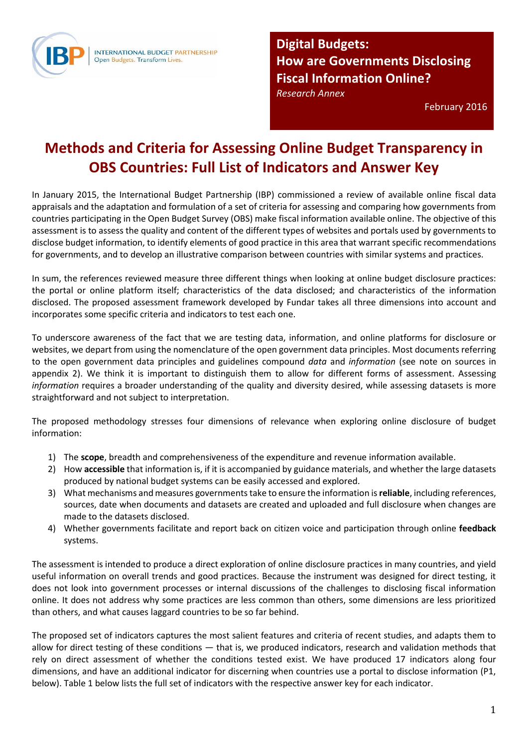INTERNATIONAL BUDGET PARTNERSHIP
Open Budgets. Transform Lives.

**Digital Budgets:**
**How are Governments Disclosing Fiscal Information Online?**
*Research Annex*

February 2016

# Methods and Criteria for Assessing Online Budget Transparency in OBS Countries: Full List of Indicators and Answer Key

In January 2015, the International Budget Partnership (IBP) commissioned a review of available online fiscal data appraisals and the adaptation and formulation of a set of criteria for assessing and comparing how governments from countries participating in the Open Budget Survey (OBS) make fiscal information available online. The objective of this assessment is to assess the quality and content of the different types of websites and portals used by governments to disclose budget information, to identify elements of good practice in this area that warrant specific recommendations for governments, and to develop an illustrative comparison between countries with similar systems and practices.

In sum, the references reviewed measure three different things when looking at online budget disclosure practices: the portal or online platform itself; characteristics of the data disclosed; and characteristics of the information disclosed. The proposed assessment framework developed by Fundar takes all three dimensions into account and incorporates some specific criteria and indicators to test each one.

To underscore awareness of the fact that we are testing data, information, and online platforms for disclosure or websites, we depart from using the nomenclature of the open government data principles. Most documents referring to the open government data principles and guidelines compound *data* and *information* (see note on sources in appendix 2). We think it is important to distinguish them to allow for different forms of assessment. Assessing *information* requires a broader understanding of the quality and diversity desired, while assessing datasets is more straightforward and not subject to interpretation.

The proposed methodology stresses four dimensions of relevance when exploring online disclosure of budget information:

1) The **scope**, breadth and comprehensiveness of the expenditure and revenue information available.
2) How **accessible** that information is, if it is accompanied by guidance materials, and whether the large datasets produced by national budget systems can be easily accessed and explored.
3) What mechanisms and measures governments take to ensure the information is **reliable**, including references, sources, date when documents and datasets are created and uploaded and full disclosure when changes are made to the datasets disclosed.
4) Whether governments facilitate and report back on citizen voice and participation through online **feedback** systems.

The assessment is intended to produce a direct exploration of online disclosure practices in many countries, and yield useful information on overall trends and good practices. Because the instrument was designed for direct testing, it does not look into government processes or internal discussions of the challenges to disclosing fiscal information online. It does not address why some practices are less common than others, some dimensions are less prioritized than others, and what causes laggard countries to be so far behind.

The proposed set of indicators captures the most salient features and criteria of recent studies, and adapts them to allow for direct testing of these conditions — that is, we produced indicators, research and validation methods that rely on direct assessment of whether the conditions tested exist. We have produced 17 indicators along four dimensions, and have an additional indicator for discerning when countries use a portal to disclose information (P1, below). Table 1 below lists the full set of indicators with the respective answer key for each indicator.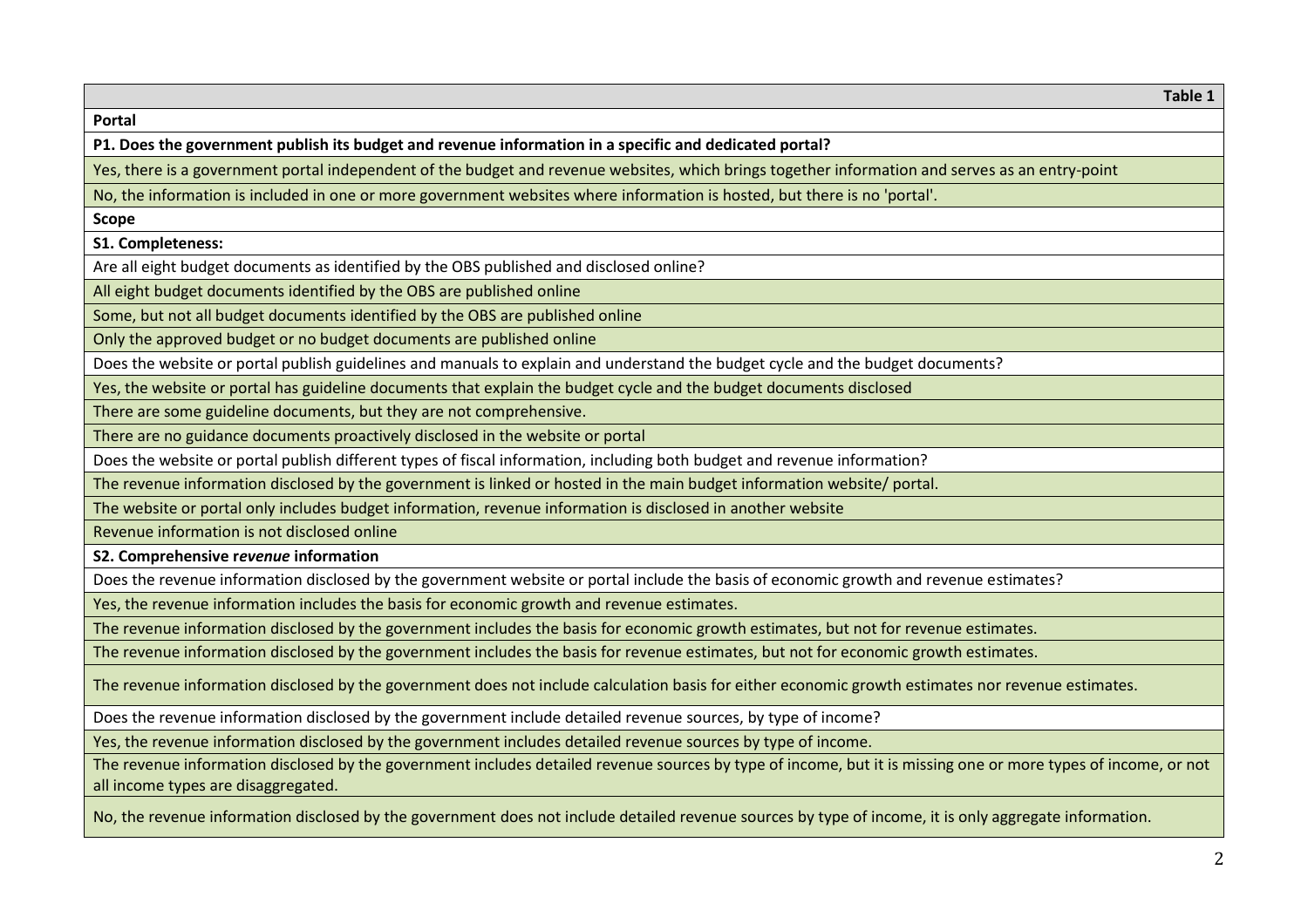| Table 1 |
|---|
| **Portal** |
| **P1. Does the government publish its budget and revenue information in a specific and dedicated portal?** |
| Yes, there is a government portal independent of the budget and revenue websites, which brings together information and serves as an entry-point |
| No, the information is included in one or more government websites where information is hosted, but there is no 'portal'. |
| **Scope** |
| **S1. Completeness:** |
| Are all eight budget documents as identified by the OBS published and disclosed online? |
| All eight budget documents identified by the OBS are published online |
| Some, but not all budget documents identified by the OBS are published online |
| Only the approved budget or no budget documents are published online |
| Does the website or portal publish guidelines and manuals to explain and understand the budget cycle and the budget documents? |
| Yes, the website or portal has guideline documents that explain the budget cycle and the budget documents disclosed |
| There are some guideline documents, but they are not comprehensive. |
| There are no guidance documents proactively disclosed in the website or portal |
| Does the website or portal publish different types of fiscal information, including both budget and revenue information? |
| The revenue information disclosed by the government is linked or hosted in the main budget information website/ portal. |
| The website or portal only includes budget information, revenue information is disclosed in another website |
| Revenue information is not disclosed online |
| **S2. Comprehensive r*evenue* information** |
| Does the revenue information disclosed by the government website or portal include the basis of economic growth and revenue estimates? |
| Yes, the revenue information includes the basis for economic growth and revenue estimates. |
| The revenue information disclosed by the government includes the basis for economic growth estimates, but not for revenue estimates. |
| The revenue information disclosed by the government includes the basis for revenue estimates, but not for economic growth estimates. |
| The revenue information disclosed by the government does not include calculation basis for either economic growth estimates nor revenue estimates. |
| Does the revenue information disclosed by the government include detailed revenue sources, by type of income? |
| Yes, the revenue information disclosed by the government includes detailed revenue sources by type of income. |
| The revenue information disclosed by the government includes detailed revenue sources by type of income, but it is missing one or more types of income, or not all income types are disaggregated. |
| No, the revenue information disclosed by the government does not include detailed revenue sources by type of income, it is only aggregate information. |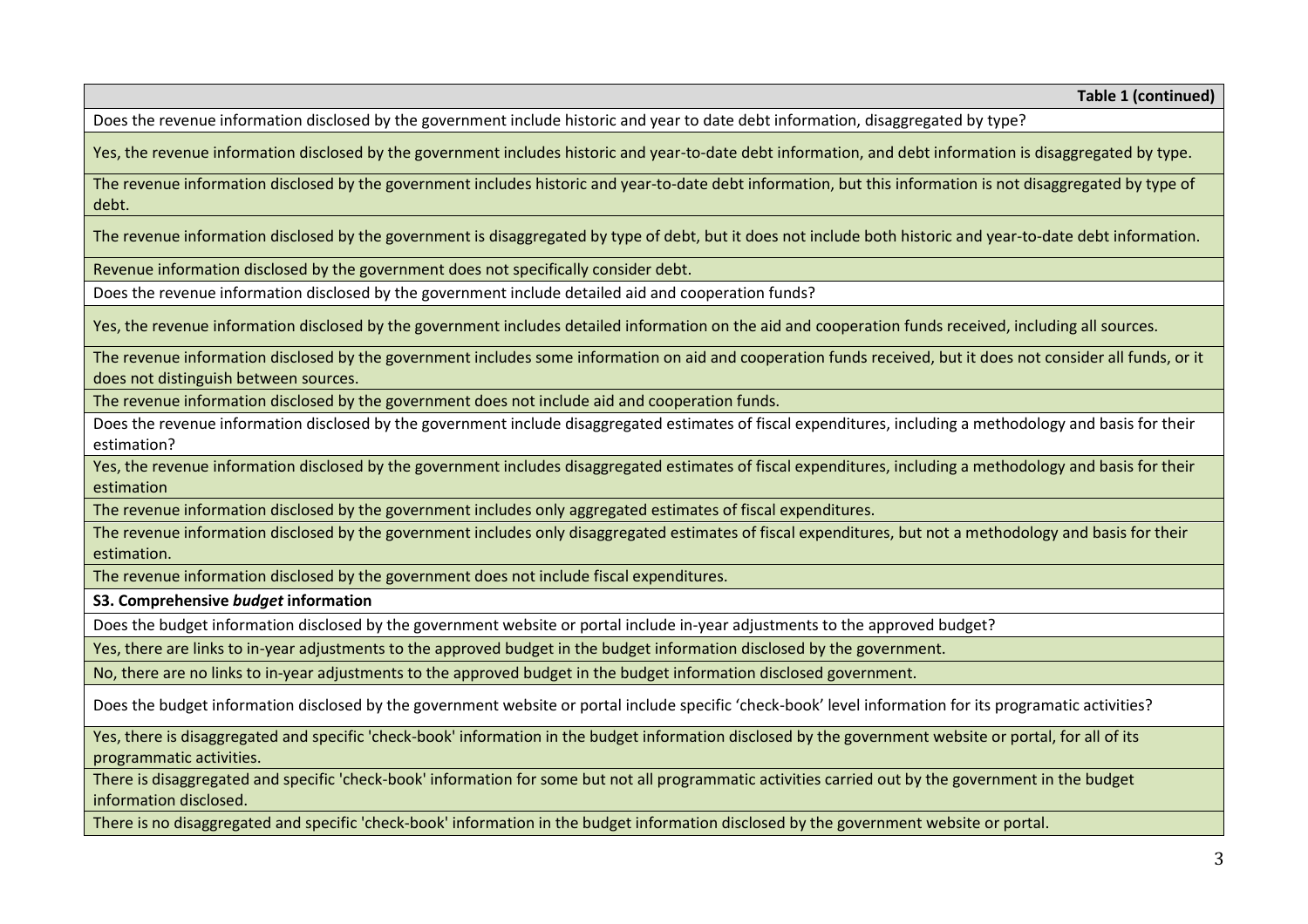| Table 1 (continued) |
|---|
| Does the revenue information disclosed by the government include historic and year to date debt information, disaggregated by type? |
| Yes, the revenue information disclosed by the government includes historic and year-to-date debt information, and debt information is disaggregated by type. |
| The revenue information disclosed by the government includes historic and year-to-date debt information, but this information is not disaggregated by type of debt. |
| The revenue information disclosed by the government is disaggregated by type of debt, but it does not include both historic and year-to-date debt information. |
| Revenue information disclosed by the government does not specifically consider debt. |
| Does the revenue information disclosed by the government include detailed aid and cooperation funds? |
| Yes, the revenue information disclosed by the government includes detailed information on the aid and cooperation funds received, including all sources. |
| The revenue information disclosed by the government includes some information on aid and cooperation funds received, but it does not consider all funds, or it does not distinguish between sources. |
| The revenue information disclosed by the government does not include aid and cooperation funds. |
| Does the revenue information disclosed by the government include disaggregated estimates of fiscal expenditures, including a methodology and basis for their estimation? |
| Yes, the revenue information disclosed by the government includes disaggregated estimates of fiscal expenditures, including a methodology and basis for their estimation |
| The revenue information disclosed by the government includes only aggregated estimates of fiscal expenditures. |
| The revenue information disclosed by the government includes only disaggregated estimates of fiscal expenditures, but not a methodology and basis for their estimation. |
| The revenue information disclosed by the government does not include fiscal expenditures. |
| **S3. Comprehensive *budget* information** |
| Does the budget information disclosed by the government website or portal include in-year adjustments to the approved budget? |
| Yes, there are links to in-year adjustments to the approved budget in the budget information disclosed by the government. |
| No, there are no links to in-year adjustments to the approved budget in the budget information disclosed government. |
| Does the budget information disclosed by the government website or portal include specific 'check-book' level information for its programatic activities? |
| Yes, there is disaggregated and specific 'check-book' information in the budget information disclosed by the government website or portal, for all of its programmatic activities. |
| There is disaggregated and specific 'check-book' information for some but not all programmatic activities carried out by the government in the budget information disclosed. |
| There is no disaggregated and specific 'check-book' information in the budget information disclosed by the government website or portal. |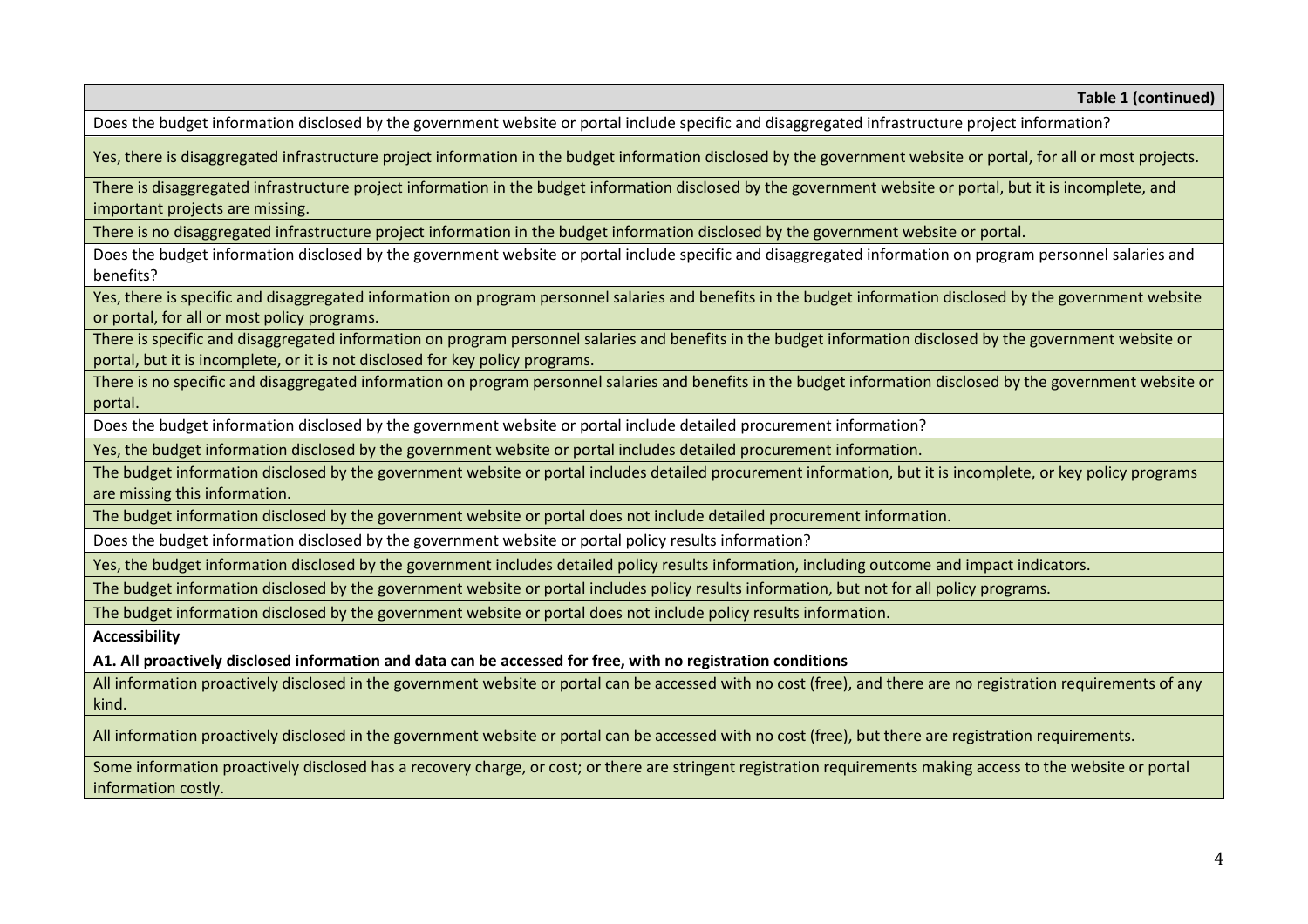| Table 1 (continued) |
|---|
| Does the budget information disclosed by the government website or portal include specific and disaggregated infrastructure project information? |
| Yes, there is disaggregated infrastructure project information in the budget information disclosed by the government website or portal, for all or most projects. |
| There is disaggregated infrastructure project information in the budget information disclosed by the government website or portal, but it is incomplete, and important projects are missing. |
| There is no disaggregated infrastructure project information in the budget information disclosed by the government website or portal. |
| Does the budget information disclosed by the government website or portal include specific and disaggregated information on program personnel salaries and benefits? |
| Yes, there is specific and disaggregated information on program personnel salaries and benefits in the budget information disclosed by the government website or portal, for all or most policy programs. |
| There is specific and disaggregated information on program personnel salaries and benefits in the budget information disclosed by the government website or portal, but it is incomplete, or it is not disclosed for key policy programs. |
| There is no specific and disaggregated information on program personnel salaries and benefits in the budget information disclosed by the government website or portal. |
| Does the budget information disclosed by the government website or portal include detailed procurement information? |
| Yes, the budget information disclosed by the government website or portal includes detailed procurement information. |
| The budget information disclosed by the government website or portal includes detailed procurement information, but it is incomplete, or key policy programs are missing this information. |
| The budget information disclosed by the government website or portal does not include detailed procurement information. |
| Does the budget information disclosed by the government website or portal policy results information? |
| Yes, the budget information disclosed by the government includes detailed policy results information, including outcome and impact indicators. |
| The budget information disclosed by the government website or portal includes policy results information, but not for all policy programs. |
| The budget information disclosed by the government website or portal does not include policy results information. |
| **Accessibility** |
| **A1. All proactively disclosed information and data can be accessed for free, with no registration conditions** |
| All information proactively disclosed in the government website or portal can be accessed with no cost (free), and there are no registration requirements of any kind. |
| All information proactively disclosed in the government website or portal can be accessed with no cost (free), but there are registration requirements. |
| Some information proactively disclosed has a recovery charge, or cost; or there are stringent registration requirements making access to the website or portal information costly. |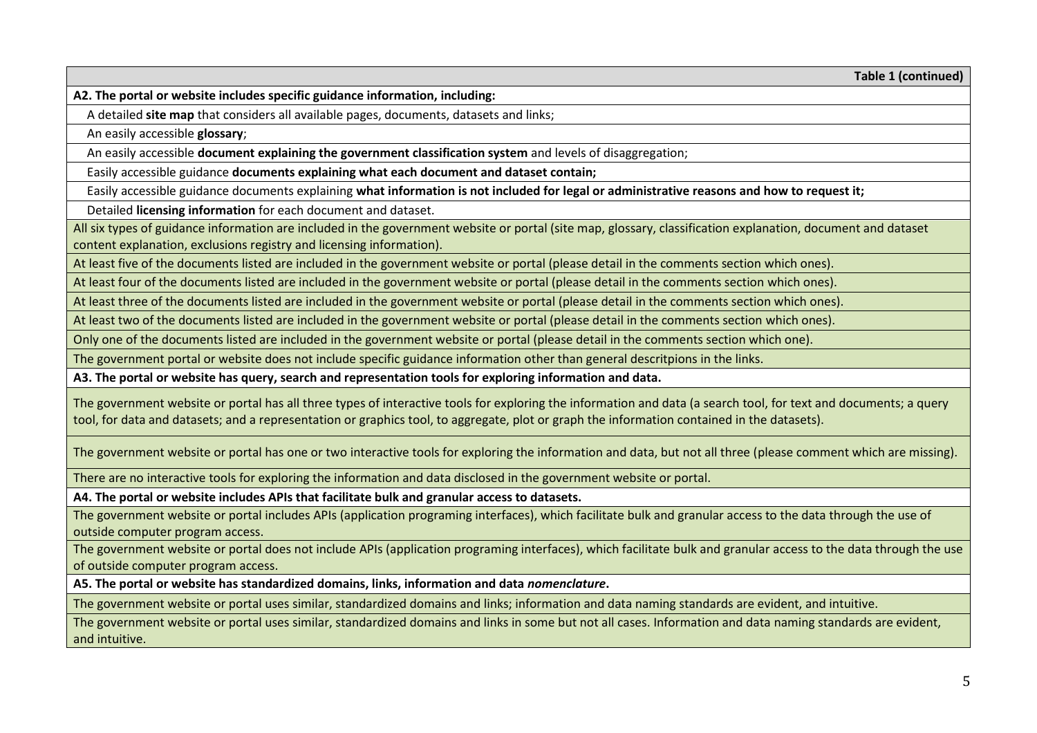| Table 1 (continued) |
|---|
| **A2. The portal or website includes specific guidance information, including:** |
| A detailed **site map** that considers all available pages, documents, datasets and links; |
| An easily accessible **glossary**; |
| An easily accessible **document explaining the government classification system** and levels of disaggregation; |
| Easily accessible guidance **documents explaining what each document and dataset contain;** |
| Easily accessible guidance documents explaining **what information is not included for legal or administrative reasons and how to request it;** |
| Detailed **licensing information** for each document and dataset. |
| All six types of guidance information are included in the government website or portal (site map, glossary, classification explanation, document and dataset content explanation, exclusions registry and licensing information). |
| At least five of the documents listed are included in the government website or portal (please detail in the comments section which ones). |
| At least four of the documents listed are included in the government website or portal (please detail in the comments section which ones). |
| At least three of the documents listed are included in the government website or portal (please detail in the comments section which ones). |
| At least two of the documents listed are included in the government website or portal (please detail in the comments section which ones). |
| Only one of the documents listed are included in the government website or portal (please detail in the comments section which one). |
| The government portal or website does not include specific guidance information other than general descritpions in the links. |
| **A3. The portal or website has query, search and representation tools for exploring information and data.** |
| The government website or portal has all three types of interactive tools for exploring the information and data (a search tool, for text and documents; a query tool, for data and datasets; and a representation or graphics tool, to aggregate, plot or graph the information contained in the datasets). |
| The government website or portal has one or two interactive tools for exploring the information and data, but not all three (please comment which are missing). |
| There are no interactive tools for exploring the information and data disclosed in the government website or portal. |
| **A4. The portal or website includes APIs that facilitate bulk and granular access to datasets.** |
| The government website or portal includes APIs (application programing interfaces), which facilitate bulk and granular access to the data through the use of outside computer program access. |
| The government website or portal does not include APIs (application programing interfaces), which facilitate bulk and granular access to the data through the use of outside computer program access. |
| **A5. The portal or website has standardized domains, links, information and data *nomenclature*.** |
| The government website or portal uses similar, standardized domains and links; information and data naming standards are evident, and intuitive. |
| The government website or portal uses similar, standardized domains and links in some but not all cases. Information and data naming standards are evident, and intuitive. |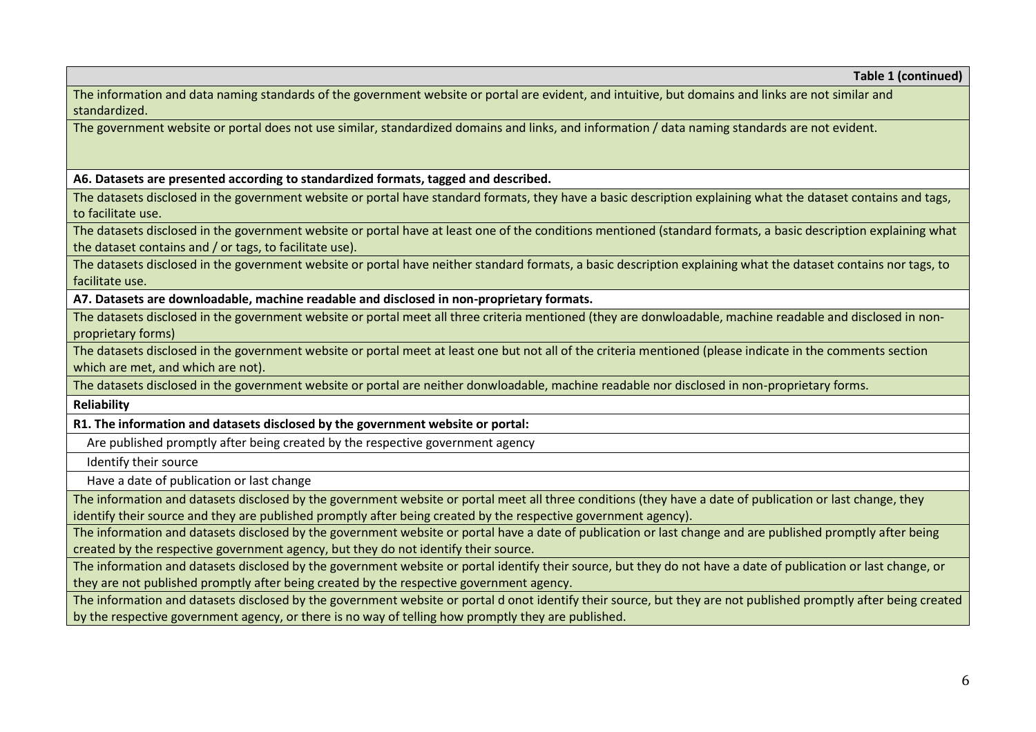| Table 1 (continued) |
|---|
| The information and data naming standards of the government website or portal are evident, and intuitive, but domains and links are not similar and standardized. |
| The government website or portal does not use similar, standardized domains and links, and information / data naming standards are not evident. |
| **A6. Datasets are presented according to standardized formats, tagged and described.** |
| The datasets disclosed in the government website or portal have standard formats, they have a basic description explaining what the dataset contains and tags, to facilitate use. |
| The datasets disclosed in the government website or portal have at least one of the conditions mentioned (standard formats, a basic description explaining what the dataset contains and / or tags, to facilitate use). |
| The datasets disclosed in the government website or portal have neither standard formats, a basic description explaining what the dataset contains nor tags, to facilitate use. |
| **A7. Datasets are downloadable, machine readable and disclosed in non-proprietary formats.** |
| The datasets disclosed in the government website or portal meet all three criteria mentioned (they are donwloadable, machine readable and disclosed in non-proprietary forms) |
| The datasets disclosed in the government website or portal meet at least one but not all of the criteria mentioned (please indicate in the comments section which are met, and which are not). |
| The datasets disclosed in the government website or portal are neither donwloadable, machine readable nor disclosed in non-proprietary forms. |
| **Reliability** |
| **R1. The information and datasets disclosed by the government website or portal:** |
| Are published promptly after being created by the respective government agency |
| Identify their source |
| Have a date of publication or last change |
| The information and datasets disclosed by the government website or portal meet all three conditions (they have a date of publication or last change, they identify their source and they are published promptly after being created by the respective government agency). |
| The information and datasets disclosed by the government website or portal have a date of publication or last change and are published promptly after being created by the respective government agency, but they do not identify their source. |
| The information and datasets disclosed by the government website or portal identify their source, but they do not have a date of publication or last change, or they are not published promptly after being created by the respective government agency. |
| The information and datasets disclosed by the government website or portal d onot identify their source, but they are not published promptly after being created by the respective government agency, or there is no way of telling how promptly they are published. |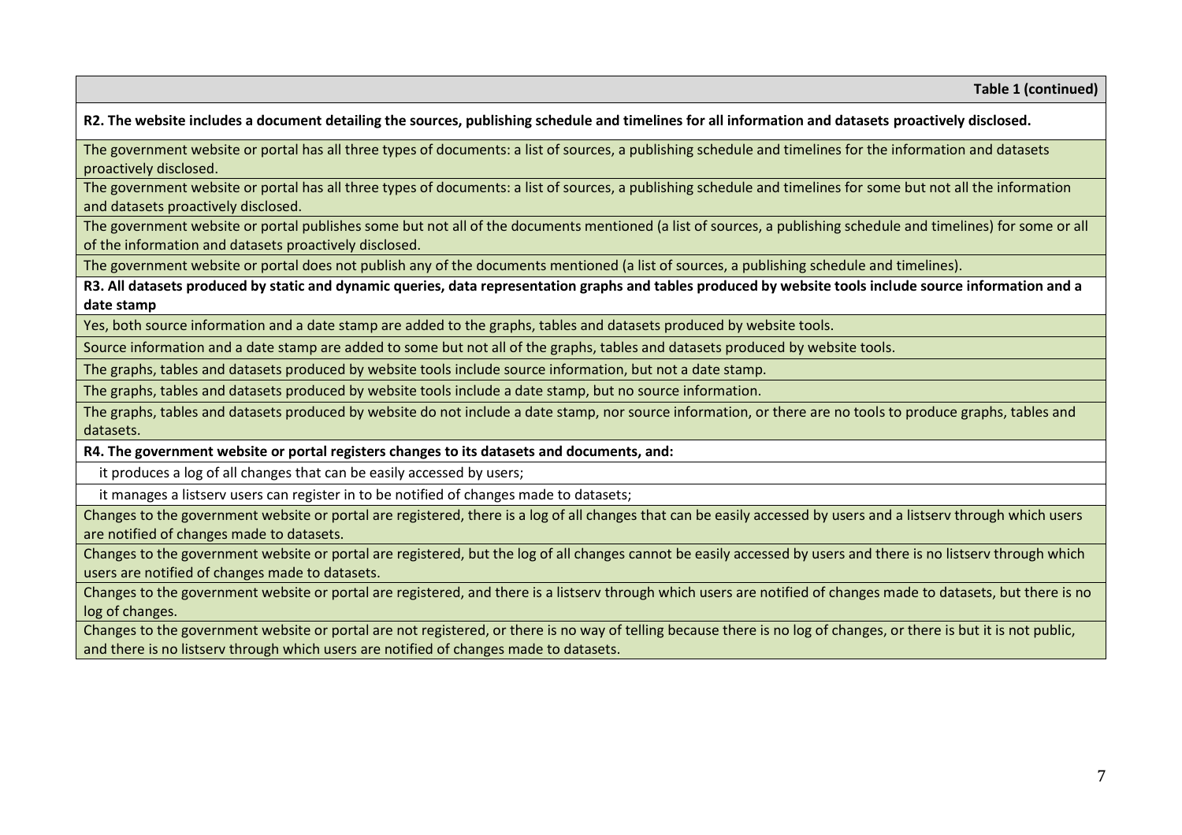| Table 1 (continued) |
|---|
| **R2. The website includes a document detailing the sources, publishing schedule and timelines for all information and datasets proactively disclosed.** |
| The government website or portal has all three types of documents: a list of sources, a publishing schedule and timelines for the information and datasets proactively disclosed. |
| The government website or portal has all three types of documents: a list of sources, a publishing schedule and timelines for some but not all the information and datasets proactively disclosed. |
| The government website or portal publishes some but not all of the documents mentioned (a list of sources, a publishing schedule and timelines) for some or all of the information and datasets proactively disclosed. |
| The government website or portal does not publish any of the documents mentioned (a list of sources, a publishing schedule and timelines). |
| **R3. All datasets produced by static and dynamic queries, data representation graphs and tables produced by website tools include source information and a date stamp** |
| Yes, both source information and a date stamp are added to the graphs, tables and datasets produced by website tools. |
| Source information and a date stamp are added to some but not all of the graphs, tables and datasets produced by website tools. |
| The graphs, tables and datasets produced by website tools include source information, but not a date stamp. |
| The graphs, tables and datasets produced by website tools include a date stamp, but no source information. |
| The graphs, tables and datasets produced by website do not include a date stamp, nor source information, or there are no tools to produce graphs, tables and datasets. |
| **R4. The government website or portal registers changes to its datasets and documents, and:** |
| it produces a log of all changes that can be easily accessed by users; |
| it manages a listserv users can register in to be notified of changes made to datasets; |
| Changes to the government website or portal are registered, there is a log of all changes that can be easily accessed by users and a listserv through which users are notified of changes made to datasets. |
| Changes to the government website or portal are registered, but the log of all changes cannot be easily accessed by users and there is no listserv through which users are notified of changes made to datasets. |
| Changes to the government website or portal are registered, and there is a listserv through which users are notified of changes made to datasets, but there is no log of changes. |
| Changes to the government website or portal are not registered, or there is no way of telling because there is no log of changes, or there is but it is not public, and there is no listserv through which users are notified of changes made to datasets. |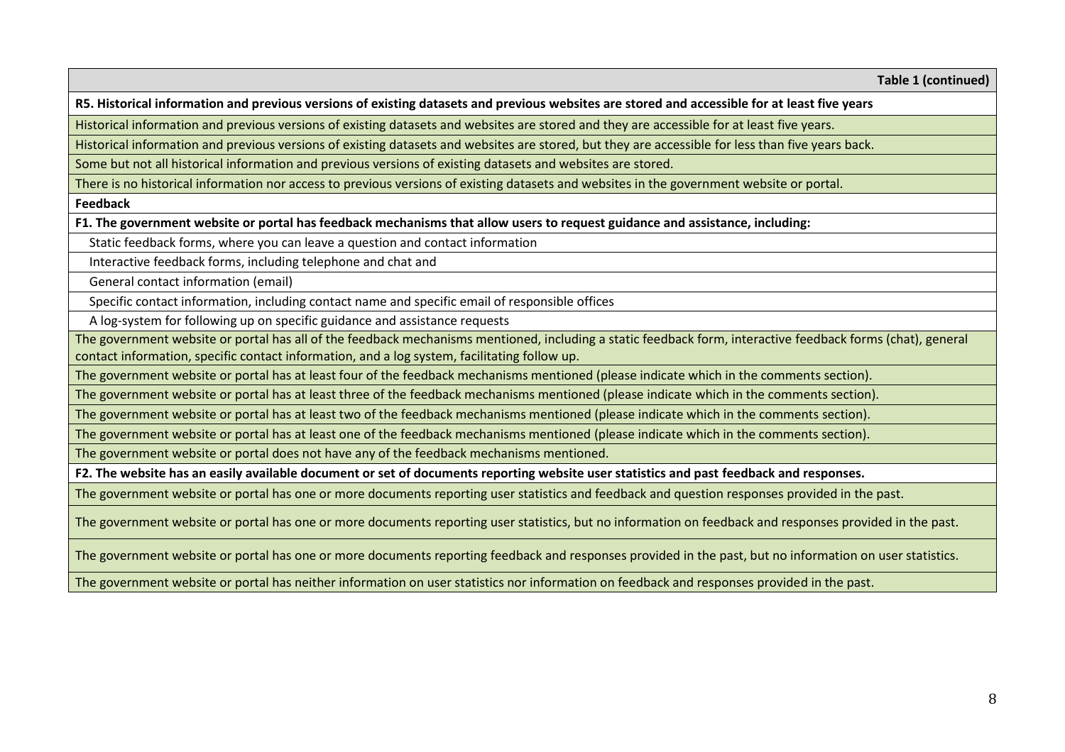| Table 1 (continued) |
|---|
| **R5. Historical information and previous versions of existing datasets and previous websites are stored and accessible for at least five years** |
| Historical information and previous versions of existing datasets and websites are stored and they are accessible for at least five years. |
| Historical information and previous versions of existing datasets and websites are stored, but they are accessible for less than five years back. |
| Some but not all historical information and previous versions of existing datasets and websites are stored. |
| There is no historical information nor access to previous versions of existing datasets and websites in the government website or portal. |
| **Feedback** |
| **F1. The government website or portal has feedback mechanisms that allow users to request guidance and assistance, including:** |
| Static feedback forms, where you can leave a question and contact information |
| Interactive feedback forms, including telephone and chat and |
| General contact information (email) |
| Specific contact information, including contact name and specific email of responsible offices |
| A log-system for following up on specific guidance and assistance requests |
| The government website or portal has all of the feedback mechanisms mentioned, including a static feedback form, interactive feedback forms (chat), general contact information, specific contact information, and a log system, facilitating follow up. |
| The government website or portal has at least four of the feedback mechanisms mentioned (please indicate which in the comments section). |
| The government website or portal has at least three of the feedback mechanisms mentioned (please indicate which in the comments section). |
| The government website or portal has at least two of the feedback mechanisms mentioned (please indicate which in the comments section). |
| The government website or portal has at least one of the feedback mechanisms mentioned (please indicate which in the comments section). |
| The government website or portal does not have any of the feedback mechanisms mentioned. |
| **F2. The website has an easily available document or set of documents reporting website user statistics and past feedback and responses.** |
| The government website or portal has one or more documents reporting user statistics and feedback and question responses provided in the past. |
| The government website or portal has one or more documents reporting user statistics, but no information on feedback and responses provided in the past. |
| The government website or portal has one or more documents reporting feedback and responses provided in the past, but no information on user statistics. |
| The government website or portal has neither information on user statistics nor information on feedback and responses provided in the past. |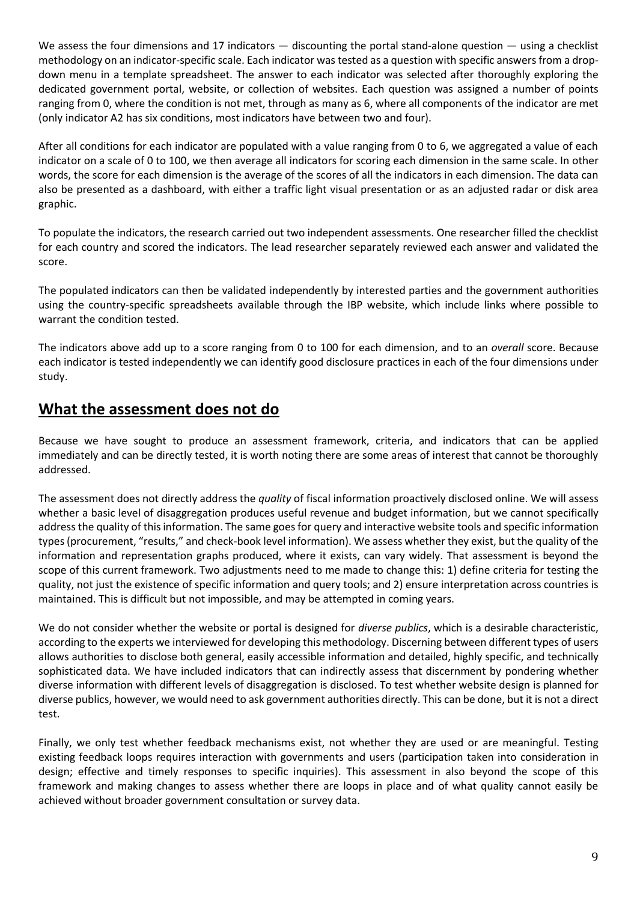We assess the four dimensions and 17 indicators — discounting the portal stand-alone question — using a checklist methodology on an indicator-specific scale. Each indicator was tested as a question with specific answers from a drop-down menu in a template spreadsheet. The answer to each indicator was selected after thoroughly exploring the dedicated government portal, website, or collection of websites. Each question was assigned a number of points ranging from 0, where the condition is not met, through as many as 6, where all components of the indicator are met (only indicator A2 has six conditions, most indicators have between two and four).

After all conditions for each indicator are populated with a value ranging from 0 to 6, we aggregated a value of each indicator on a scale of 0 to 100, we then average all indicators for scoring each dimension in the same scale. In other words, the score for each dimension is the average of the scores of all the indicators in each dimension. The data can also be presented as a dashboard, with either a traffic light visual presentation or as an adjusted radar or disk area graphic.

To populate the indicators, the research carried out two independent assessments. One researcher filled the checklist for each country and scored the indicators. The lead researcher separately reviewed each answer and validated the score.

The populated indicators can then be validated independently by interested parties and the government authorities using the country-specific spreadsheets available through the IBP website, which include links where possible to warrant the condition tested.

The indicators above add up to a score ranging from 0 to 100 for each dimension, and to an *overall* score. Because each indicator is tested independently we can identify good disclosure practices in each of the four dimensions under study.

## What the assessment does not do

Because we have sought to produce an assessment framework, criteria, and indicators that can be applied immediately and can be directly tested, it is worth noting there are some areas of interest that cannot be thoroughly addressed.

The assessment does not directly address the *quality* of fiscal information proactively disclosed online. We will assess whether a basic level of disaggregation produces useful revenue and budget information, but we cannot specifically address the quality of this information. The same goes for query and interactive website tools and specific information types (procurement, "results," and check-book level information). We assess whether they exist, but the quality of the information and representation graphs produced, where it exists, can vary widely. That assessment is beyond the scope of this current framework. Two adjustments need to me made to change this: 1) define criteria for testing the quality, not just the existence of specific information and query tools; and 2) ensure interpretation across countries is maintained. This is difficult but not impossible, and may be attempted in coming years.

We do not consider whether the website or portal is designed for *diverse publics*, which is a desirable characteristic, according to the experts we interviewed for developing this methodology. Discerning between different types of users allows authorities to disclose both general, easily accessible information and detailed, highly specific, and technically sophisticated data. We have included indicators that can indirectly assess that discernment by pondering whether diverse information with different levels of disaggregation is disclosed. To test whether website design is planned for diverse publics, however, we would need to ask government authorities directly. This can be done, but it is not a direct test.

Finally, we only test whether feedback mechanisms exist, not whether they are used or are meaningful. Testing existing feedback loops requires interaction with governments and users (participation taken into consideration in design; effective and timely responses to specific inquiries). This assessment in also beyond the scope of this framework and making changes to assess whether there are loops in place and of what quality cannot easily be achieved without broader government consultation or survey data.